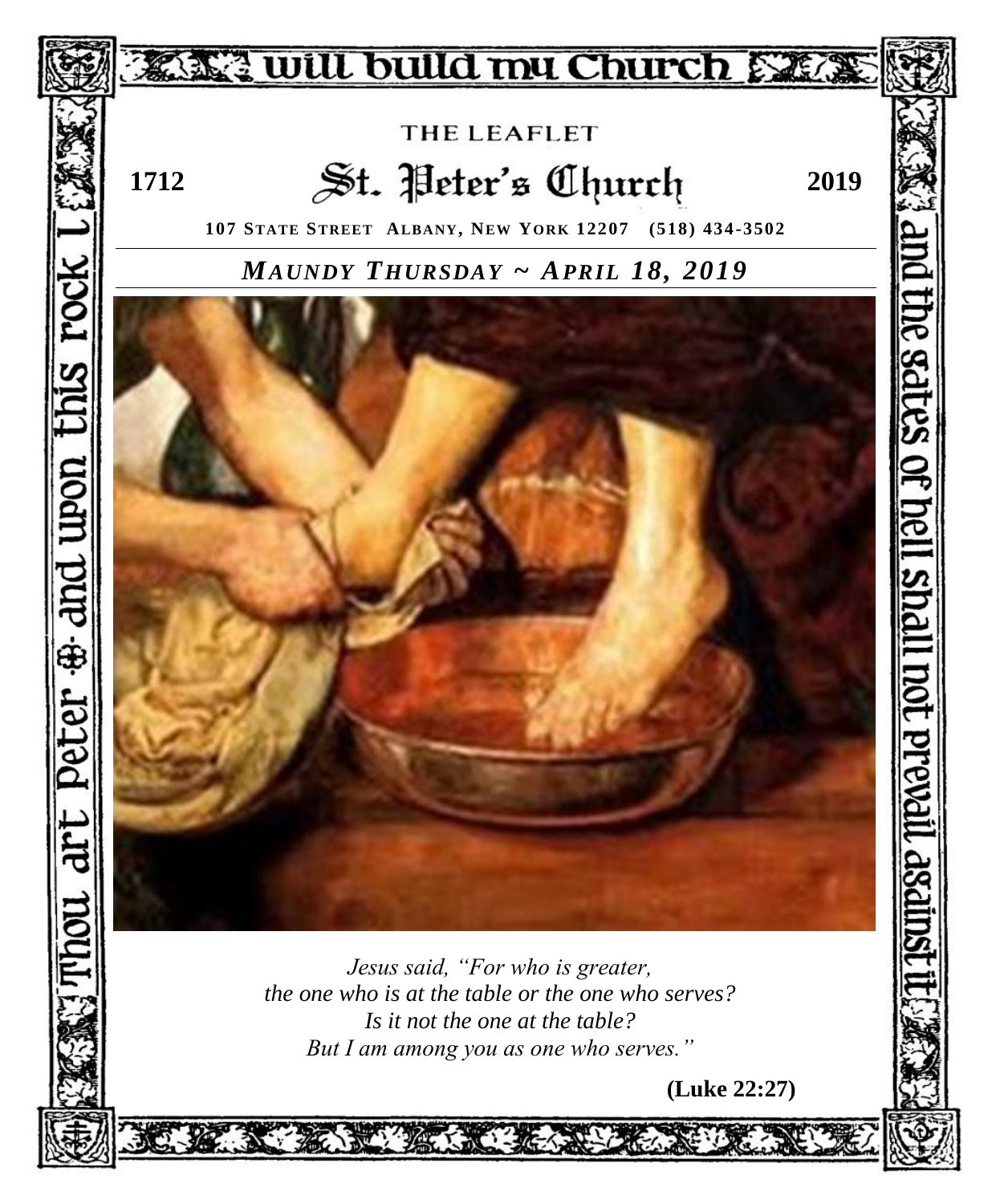…will build my Church…

Thou art Peter ✠ and upon this rock I … and the gates of hell shall not prevail against it

THE LEAFLET

# St. Peter's Church

1712 2019

**107 STATE STREET ALBANY, NEW YORK 12207 (518) 434-3502**

## *MAUNDY THURSDAY ~ APRIL 18, 2019*

*Jesus said, "For who is greater,*
*the one who is at the table or the one who serves?*
*Is it not the one at the table?*
*But I am among you as one who serves."*

**(Luke 22:27)**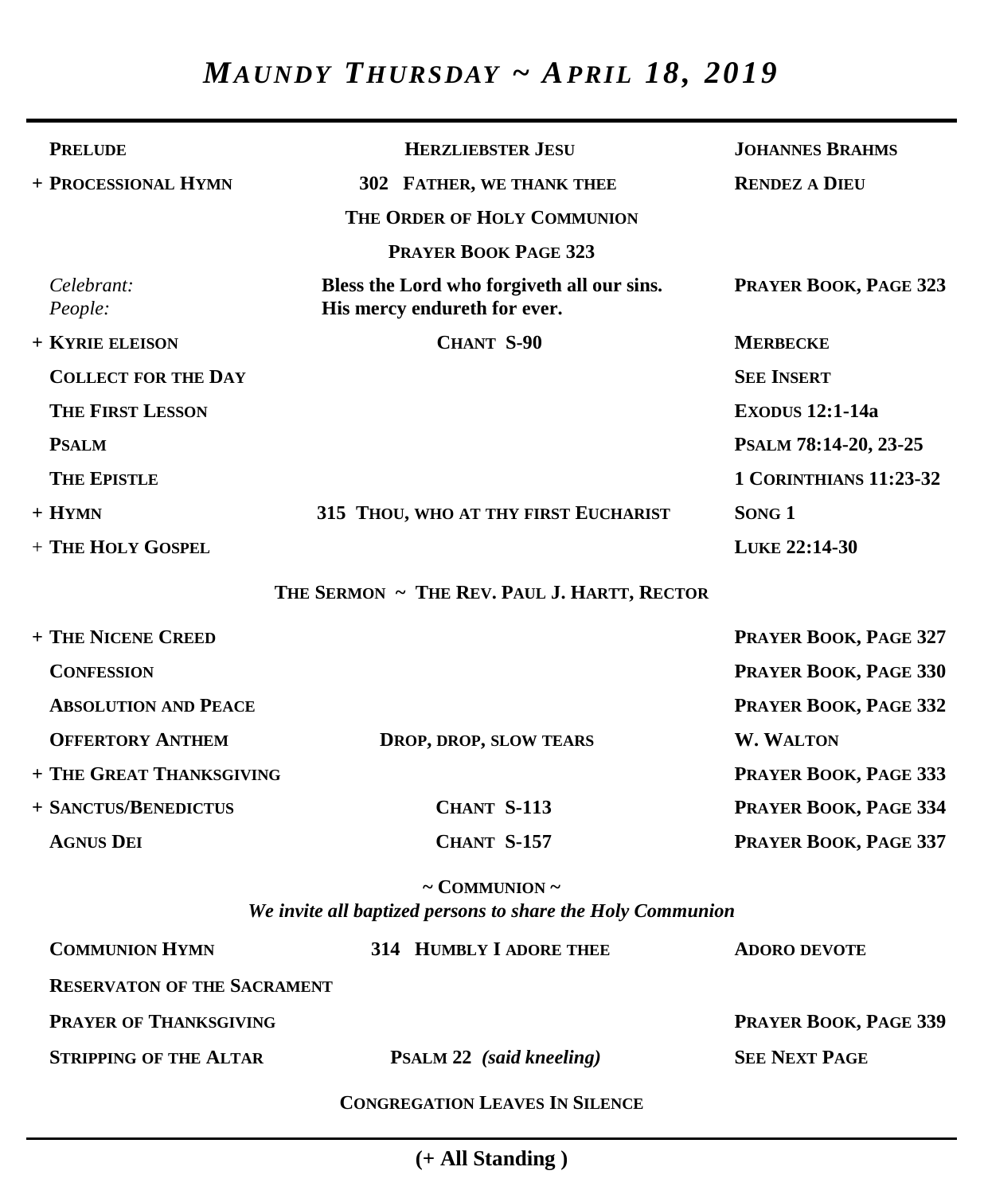# *MAUNDY THURSDAY ~ APRIL 18, 2019*

| | | |
|---|---|---|
| **PRELUDE** | **HERZLIEBSTER JESU** | **JOHANNES BRAHMS** |
| **+ PROCESSIONAL HYMN** | **302 FATHER, WE THANK THEE** | **RENDEZ A DIEU** |
| | **THE ORDER OF HOLY COMMUNION** | |
| | **PRAYER BOOK PAGE 323** | |
| *Celebrant:* <br> *People:* | **Bless the Lord who forgiveth all our sins.** <br> **His mercy endureth for ever.** | **PRAYER BOOK, PAGE 323** |
| **+ KYRIE ELEISON** | **CHANT S-90** | **MERBECKE** |
| **COLLECT FOR THE DAY** | | **SEE INSERT** |
| **THE FIRST LESSON** | | **EXODUS 12:1-14a** |
| **PSALM** | | **PSALM 78:14-20, 23-25** |
| **THE EPISTLE** | | **1 CORINTHIANS 11:23-32** |
| **+ HYMN** | **315 THOU, WHO AT THY FIRST EUCHARIST** | **SONG 1** |
| **+ THE HOLY GOSPEL** | | **LUKE 22:14-30** |
| | **THE SERMON ~ THE REV. PAUL J. HARTT, RECTOR** | |
| **+ THE NICENE CREED** | | **PRAYER BOOK, PAGE 327** |
| **CONFESSION** | | **PRAYER BOOK, PAGE 330** |
| **ABSOLUTION AND PEACE** | | **PRAYER BOOK, PAGE 332** |
| **OFFERTORY ANTHEM** | **DROP, DROP, SLOW TEARS** | **W. WALTON** |
| **+ THE GREAT THANKSGIVING** | | **PRAYER BOOK, PAGE 333** |
| **+ SANCTUS/BENEDICTUS** | **CHANT S-113** | **PRAYER BOOK, PAGE 334** |
| **AGNUS DEI** | **CHANT S-157** | **PRAYER BOOK, PAGE 337** |

**~ COMMUNION ~**

***We invite all baptized persons to share the Holy Communion***

| | | |
|---|---|---|
| **COMMUNION HYMN** | **314 HUMBLY I ADORE THEE** | **ADORO DEVOTE** |
| **RESERVATON OF THE SACRAMENT** | | |
| **PRAYER OF THANKSGIVING** | | **PRAYER BOOK, PAGE 339** |
| **STRIPPING OF THE ALTAR** | **PSALM 22 *(said kneeling)*** | **SEE NEXT PAGE** |

**CONGREGATION LEAVES IN SILENCE**

**(+ All Standing )**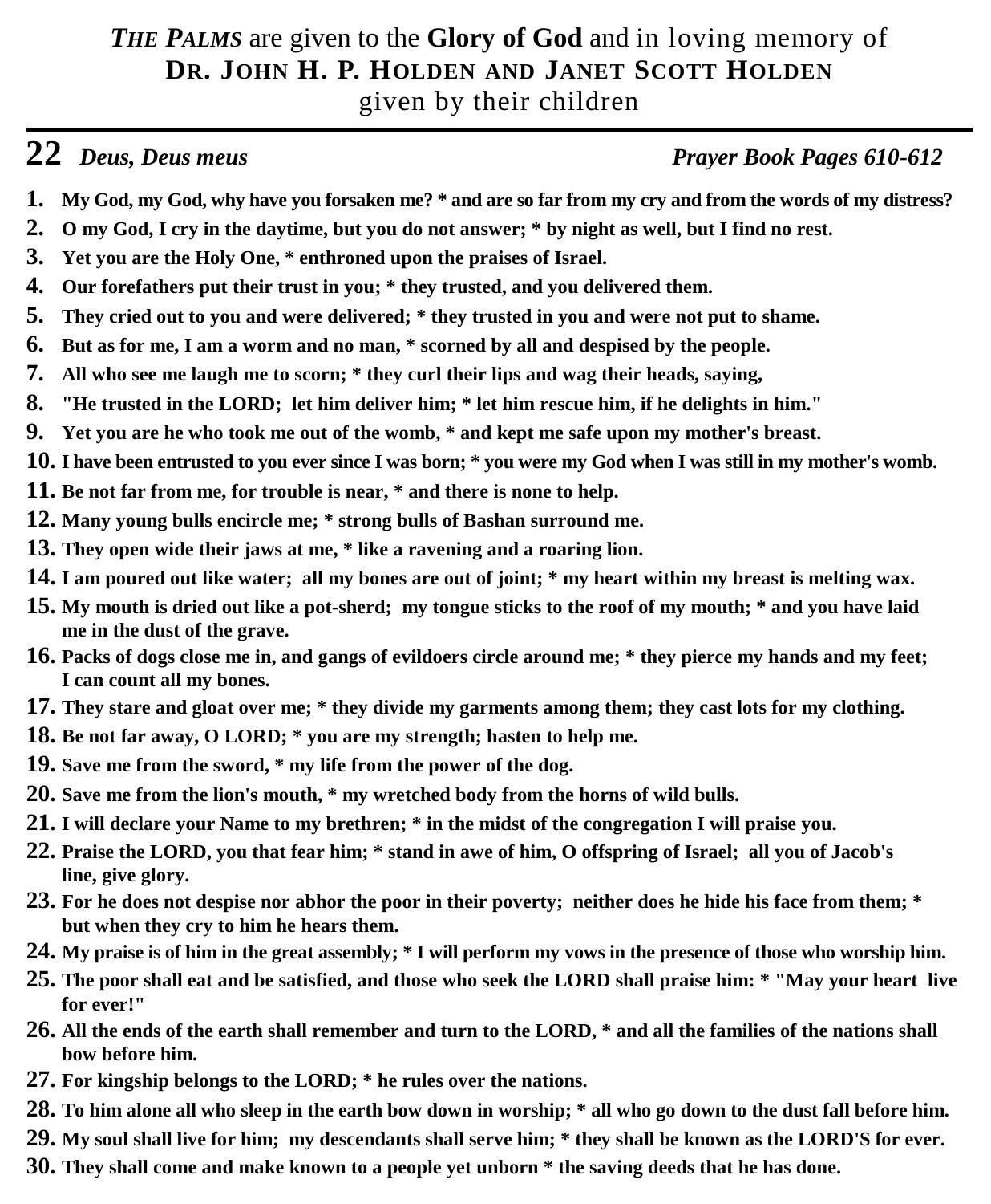***THE PALMS*** are given to the **Glory of God** and in loving memory of
**DR. JOHN H. P. HOLDEN AND JANET SCOTT HOLDEN**
given by their children

---

## 22 *Deus, Deus meus* — *Prayer Book Pages 610-612*

**1.** **My God, my God, why have you forsaken me? * and are so far from my cry and from the words of my distress?**

**2.** **O my God, I cry in the daytime, but you do not answer; * by night as well, but I find no rest.**

**3.** **Yet you are the Holy One, * enthroned upon the praises of Israel.**

**4.** **Our forefathers put their trust in you; * they trusted, and you delivered them.**

**5.** **They cried out to you and were delivered; * they trusted in you and were not put to shame.**

**6.** **But as for me, I am a worm and no man, * scorned by all and despised by the people.**

**7.** **All who see me laugh me to scorn; * they curl their lips and wag their heads, saying,**

**8.** **"He trusted in the LORD; let him deliver him; * let him rescue him, if he delights in him."**

**9.** **Yet you are he who took me out of the womb, * and kept me safe upon my mother's breast.**

**10.** **I have been entrusted to you ever since I was born; * you were my God when I was still in my mother's womb.**

**11.** **Be not far from me, for trouble is near, * and there is none to help.**

**12.** **Many young bulls encircle me; * strong bulls of Bashan surround me.**

**13.** **They open wide their jaws at me, * like a ravening and a roaring lion.**

**14.** **I am poured out like water; all my bones are out of joint; * my heart within my breast is melting wax.**

**15.** **My mouth is dried out like a pot-sherd; my tongue sticks to the roof of my mouth; * and you have laid me in the dust of the grave.**

**16.** **Packs of dogs close me in, and gangs of evildoers circle around me; * they pierce my hands and my feet; I can count all my bones.**

**17.** **They stare and gloat over me; * they divide my garments among them; they cast lots for my clothing.**

**18.** **Be not far away, O LORD; * you are my strength; hasten to help me.**

**19.** **Save me from the sword, * my life from the power of the dog.**

**20.** **Save me from the lion's mouth, * my wretched body from the horns of wild bulls.**

**21.** **I will declare your Name to my brethren; * in the midst of the congregation I will praise you.**

**22.** **Praise the LORD, you that fear him; * stand in awe of him, O offspring of Israel; all you of Jacob's line, give glory.**

**23.** **For he does not despise nor abhor the poor in their poverty; neither does he hide his face from them; * but when they cry to him he hears them.**

**24.** **My praise is of him in the great assembly; * I will perform my vows in the presence of those who worship him.**

**25.** **The poor shall eat and be satisfied, and those who seek the LORD shall praise him: * "May your heart live for ever!"**

**26.** **All the ends of the earth shall remember and turn to the LORD, * and all the families of the nations shall bow before him.**

**27.** **For kingship belongs to the LORD; * he rules over the nations.**

**28.** **To him alone all who sleep in the earth bow down in worship; * all who go down to the dust fall before him.**

**29.** **My soul shall live for him; my descendants shall serve him; * they shall be known as the LORD'S for ever.**

**30.** **They shall come and make known to a people yet unborn * the saving deeds that he has done.**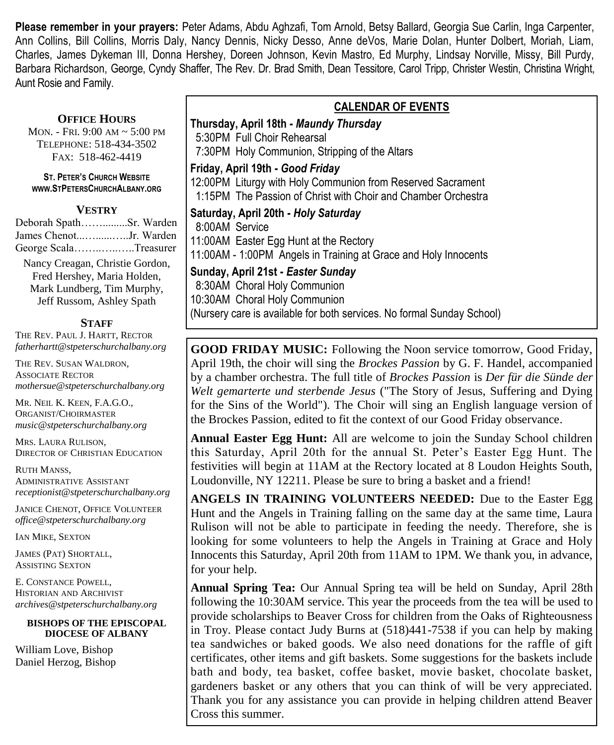**Please remember in your prayers:** Peter Adams, Abdu Aghzafi, Tom Arnold, Betsy Ballard, Georgia Sue Carlin, Inga Carpenter, Ann Collins, Bill Collins, Morris Daly, Nancy Dennis, Nicky Desso, Anne deVos, Marie Dolan, Hunter Dolbert, Moriah, Liam, Charles, James Dykeman III, Donna Hershey, Doreen Johnson, Kevin Mastro, Ed Murphy, Lindsay Norville, Missy, Bill Purdy, Barbara Richardson, George, Cyndy Shaffer, The Rev. Dr. Brad Smith, Dean Tessitore, Carol Tripp, Christer Westin, Christina Wright, Aunt Rosie and Family.

**OFFICE HOURS**
MON. - FRI. 9:00 AM ~ 5:00 PM
TELEPHONE: 518-434-3502
FAX: 518-462-4419

**ST. PETER'S CHURCH WEBSITE**
**WWW.STPETERSCHURCHALBANY.ORG**

**VESTRY**

Deborah Spath……........Sr. Warden
James Chenot...…......…..Jr. Warden
George Scala……..…..…..Treasurer

Nancy Creagan, Christie Gordon, Fred Hershey, Maria Holden, Mark Lundberg, Tim Murphy, Jeff Russom, Ashley Spath

**STAFF**

THE REV. PAUL J. HARTT, RECTOR
*fatherhartt@stpeterschurchalbany.org*

THE REV. SUSAN WALDRON, ASSOCIATE RECTOR
*mothersue@stpeterschurchalbany.org*

MR. NEIL K. KEEN, F.A.G.O., ORGANIST/CHOIRMASTER
*music@stpeterschurchalbany.org*

MRS. LAURA RULISON, DIRECTOR OF CHRISTIAN EDUCATION

RUTH MANSS, ADMINISTRATIVE ASSISTANT
*receptionist@stpeterschurchalbany.org*

JANICE CHENOT, OFFICE VOLUNTEER
*office@stpeterschurchalbany.org*

IAN MIKE, SEXTON

JAMES (PAT) SHORTALL, ASSISTING SEXTON

E. CONSTANCE POWELL, HISTORIAN AND ARCHIVIST
*archives@stpeterschurchalbany.org*

**BISHOPS OF THE EPISCOPAL DIOCESE OF ALBANY**

William Love, Bishop
Daniel Herzog, Bishop

## CALENDAR OF EVENTS

**Thursday, April 18th - *Maundy Thursday***
5:30PM Full Choir Rehearsal
7:30PM Holy Communion, Stripping of the Altars

**Friday, April 19th - *Good Friday***
12:00PM Liturgy with Holy Communion from Reserved Sacrament
1:15PM The Passion of Christ with Choir and Chamber Orchestra

**Saturday, April 20th - *Holy Saturday***
8:00AM Service
11:00AM Easter Egg Hunt at the Rectory
11:00AM - 1:00PM Angels in Training at Grace and Holy Innocents

**Sunday, April 21st - *Easter Sunday***
8:30AM Choral Holy Communion
10:30AM Choral Holy Communion
(Nursery care is available for both services. No formal Sunday School)

**GOOD FRIDAY MUSIC:** Following the Noon service tomorrow, Good Friday, April 19th, the choir will sing the *Brockes Passion* by G. F. Handel, accompanied by a chamber orchestra. The full title of *Brockes Passion* is *Der für die Sünde der Welt gemarterte und sterbende Jesus* ("The Story of Jesus, Suffering and Dying for the Sins of the World"). The Choir will sing an English language version of the Brockes Passion, edited to fit the context of our Good Friday observance.

**Annual Easter Egg Hunt:** All are welcome to join the Sunday School children this Saturday, April 20th for the annual St. Peter's Easter Egg Hunt. The festivities will begin at 11AM at the Rectory located at 8 Loudon Heights South, Loudonville, NY 12211. Please be sure to bring a basket and a friend!

**ANGELS IN TRAINING VOLUNTEERS NEEDED:** Due to the Easter Egg Hunt and the Angels in Training falling on the same day at the same time, Laura Rulison will not be able to participate in feeding the needy. Therefore, she is looking for some volunteers to help the Angels in Training at Grace and Holy Innocents this Saturday, April 20th from 11AM to 1PM. We thank you, in advance, for your help.

**Annual Spring Tea:** Our Annual Spring tea will be held on Sunday, April 28th following the 10:30AM service. This year the proceeds from the tea will be used to provide scholarships to Beaver Cross for children from the Oaks of Righteousness in Troy. Please contact Judy Burns at (518)441-7538 if you can help by making tea sandwiches or baked goods. We also need donations for the raffle of gift certificates, other items and gift baskets. Some suggestions for the baskets include bath and body, tea basket, coffee basket, movie basket, chocolate basket, gardeners basket or any others that you can think of will be very appreciated. Thank you for any assistance you can provide in helping children attend Beaver Cross this summer.